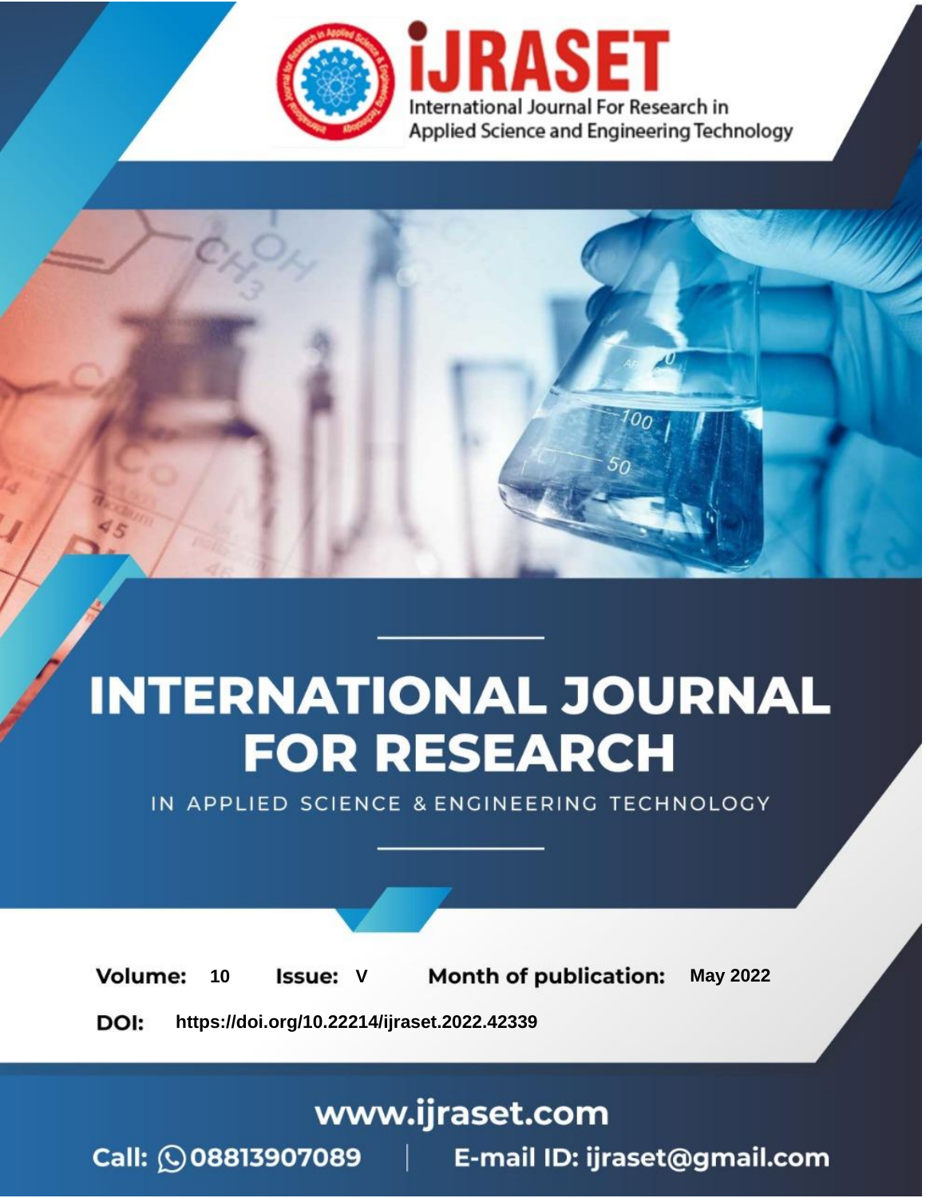iJRASET

International Journal For Research in Applied Science and Engineering Technology

# INTERNATIONAL JOURNAL FOR RESEARCH

IN APPLIED SCIENCE & ENGINEERING TECHNOLOGY

**Volume:** 10 **Issue:** V **Month of publication:** May 2022

**DOI:** https://doi.org/10.22214/ijraset.2022.42339

www.ijraset.com

Call: 08813907089 | E-mail ID: ijraset@gmail.com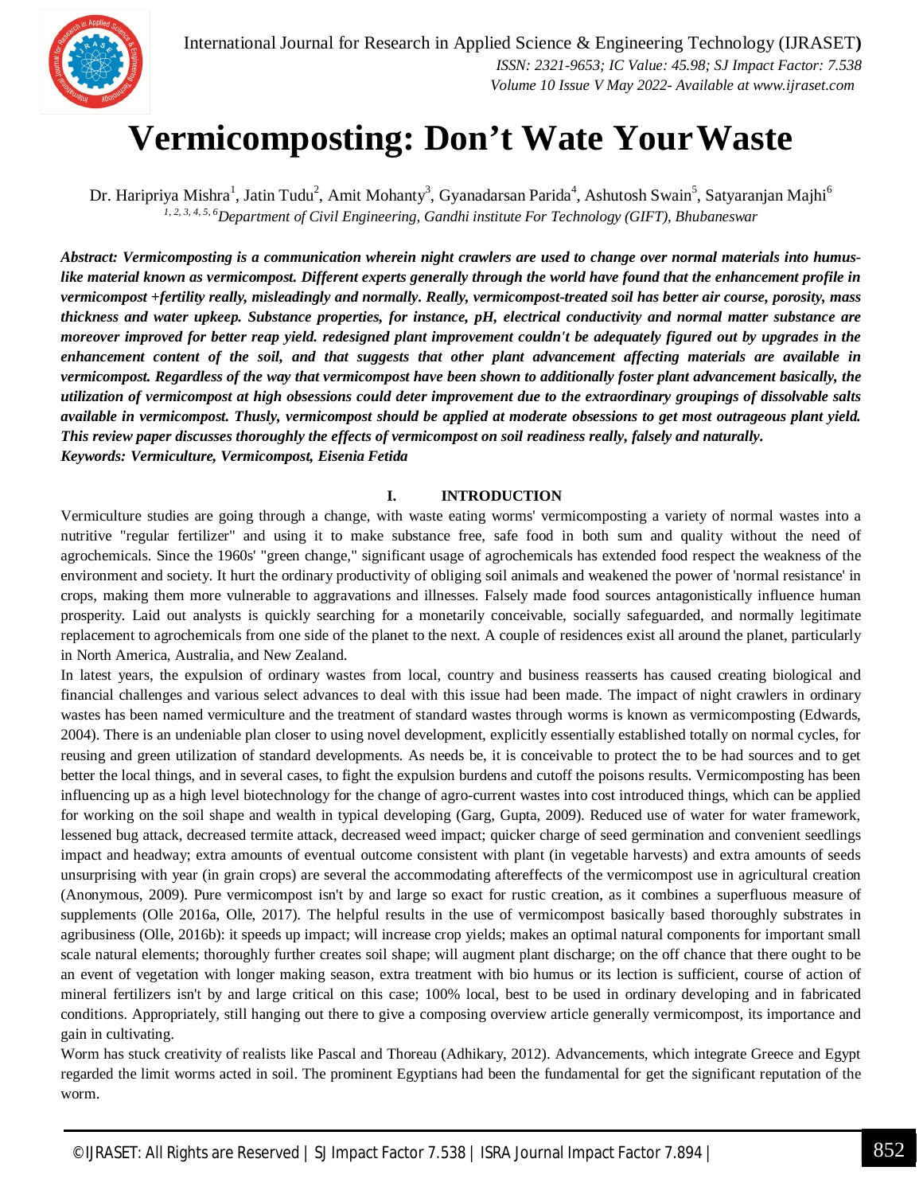# Vermicomposting: Don't Wate Your Waste

Dr. Haripriya Mishra[1], Jatin Tudu[2], Amit Mohanty[3], Gyanadarsan Parida[4], Ashutosh Swain[5], Satyaranjan Majhi[6]

*[1, 2, 3, 4, 5, 6]Department of Civil Engineering, Gandhi institute For Technology (GIFT), Bhubaneswar*

***Abstract:** Vermicomposting is a communication wherein night crawlers are used to change over normal materials into humus-like material known as vermicompost. Different experts generally through the world have found that the enhancement profile in vermicompost +fertility really, misleadingly and normally. Really, vermicompost-treated soil has better air course, porosity, mass thickness and water upkeep. Substance properties, for instance, pH, electrical conductivity and normal matter substance are moreover improved for better reap yield. redesigned plant improvement couldn't be adequately figured out by upgrades in the enhancement content of the soil, and that suggests that other plant advancement affecting materials are available in vermicompost. Regardless of the way that vermicompost have been shown to additionally foster plant advancement basically, the utilization of vermicompost at high obsessions could deter improvement due to the extraordinary groupings of dissolvable salts available in vermicompost. Thusly, vermicompost should be applied at moderate obsessions to get most outrageous plant yield. This review paper discusses thoroughly the effects of vermicompost on soil readiness really, falsely and naturally.*

***Keywords:** Vermiculture, Vermicompost, Eisenia Fetida*

## I. INTRODUCTION

Vermiculture studies are going through a change, with waste eating worms' vermicomposting a variety of normal wastes into a nutritive "regular fertilizer" and using it to make substance free, safe food in both sum and quality without the need of agrochemicals. Since the 1960s' "green change," significant usage of agrochemicals has extended food respect the weakness of the environment and society. It hurt the ordinary productivity of obliging soil animals and weakened the power of 'normal resistance' in crops, making them more vulnerable to aggravations and illnesses. Falsely made food sources antagonistically influence human prosperity. Laid out analysts is quickly searching for a monetarily conceivable, socially safeguarded, and normally legitimate replacement to agrochemicals from one side of the planet to the next. A couple of residences exist all around the planet, particularly in North America, Australia, and New Zealand.

In latest years, the expulsion of ordinary wastes from local, country and business reasserts has caused creating biological and financial challenges and various select advances to deal with this issue had been made. The impact of night crawlers in ordinary wastes has been named vermiculture and the treatment of standard wastes through worms is known as vermicomposting (Edwards, 2004). There is an undeniable plan closer to using novel development, explicitly essentially established totally on normal cycles, for reusing and green utilization of standard developments. As needs be, it is conceivable to protect the to be had sources and to get better the local things, and in several cases, to fight the expulsion burdens and cutoff the poisons results. Vermicomposting has been influencing up as a high level biotechnology for the change of agro-current wastes into cost introduced things, which can be applied for working on the soil shape and wealth in typical developing (Garg, Gupta, 2009). Reduced use of water for water framework, lessened bug attack, decreased termite attack, decreased weed impact; quicker charge of seed germination and convenient seedlings impact and headway; extra amounts of eventual outcome consistent with plant (in vegetable harvests) and extra amounts of seeds unsurprising with year (in grain crops) are several the accommodating aftereffects of the vermicompost use in agricultural creation (Anonymous, 2009). Pure vermicompost isn't by and large so exact for rustic creation, as it combines a superfluous measure of supplements (Olle 2016a, Olle, 2017). The helpful results in the use of vermicompost basically based thoroughly substrates in agribusiness (Olle, 2016b): it speeds up impact; will increase crop yields; makes an optimal natural components for important small scale natural elements; thoroughly further creates soil shape; will augment plant discharge; on the off chance that there ought to be an event of vegetation with longer making season, extra treatment with bio humus or its lection is sufficient, course of action of mineral fertilizers isn't by and large critical on this case; 100% local, best to be used in ordinary developing and in fabricated conditions. Appropriately, still hanging out there to give a composing overview article generally vermicompost, its importance and gain in cultivating.

Worm has stuck creativity of realists like Pascal and Thoreau (Adhikary, 2012). Advancements, which integrate Greece and Egypt regarded the limit worms acted in soil. The prominent Egyptians had been the fundamental for get the significant reputation of the worm.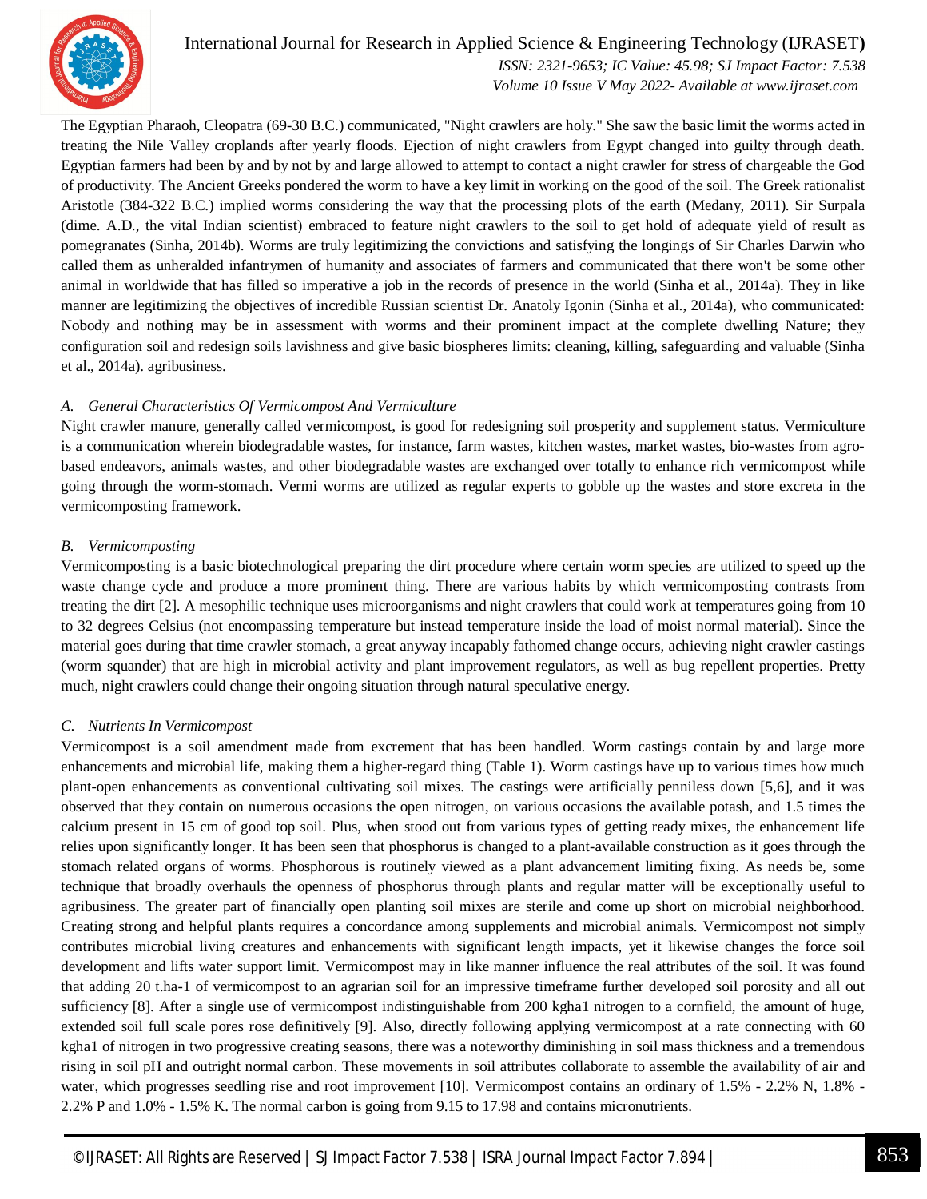The Egyptian Pharaoh, Cleopatra (69-30 B.C.) communicated, "Night crawlers are holy." She saw the basic limit the worms acted in treating the Nile Valley croplands after yearly floods. Ejection of night crawlers from Egypt changed into guilty through death. Egyptian farmers had been by and by not by and large allowed to attempt to contact a night crawler for stress of chargeable the God of productivity. The Ancient Greeks pondered the worm to have a key limit in working on the good of the soil. The Greek rationalist Aristotle (384-322 B.C.) implied worms considering the way that the processing plots of the earth (Medany, 2011). Sir Surpala (dime. A.D., the vital Indian scientist) embraced to feature night crawlers to the soil to get hold of adequate yield of result as pomegranates (Sinha, 2014b). Worms are truly legitimizing the convictions and satisfying the longings of Sir Charles Darwin who called them as unheralded infantrymen of humanity and associates of farmers and communicated that there won't be some other animal in worldwide that has filled so imperative a job in the records of presence in the world (Sinha et al., 2014a). They in like manner are legitimizing the objectives of incredible Russian scientist Dr. Anatoly Igonin (Sinha et al., 2014a), who communicated: Nobody and nothing may be in assessment with worms and their prominent impact at the complete dwelling Nature; they configuration soil and redesign soils lavishness and give basic biospheres limits: cleaning, killing, safeguarding and valuable (Sinha et al., 2014a). agribusiness.

### *A. General Characteristics Of Vermicompost And Vermiculture*

Night crawler manure, generally called vermicompost, is good for redesigning soil prosperity and supplement status. Vermiculture is a communication wherein biodegradable wastes, for instance, farm wastes, kitchen wastes, market wastes, bio-wastes from agro-based endeavors, animals wastes, and other biodegradable wastes are exchanged over totally to enhance rich vermicompost while going through the worm-stomach. Vermi worms are utilized as regular experts to gobble up the wastes and store excreta in the vermicomposting framework.

### *B. Vermicomposting*

Vermicomposting is a basic biotechnological preparing the dirt procedure where certain worm species are utilized to speed up the waste change cycle and produce a more prominent thing. There are various habits by which vermicomposting contrasts from treating the dirt [2]. A mesophilic technique uses microorganisms and night crawlers that could work at temperatures going from 10 to 32 degrees Celsius (not encompassing temperature but instead temperature inside the load of moist normal material). Since the material goes during that time crawler stomach, a great anyway incapably fathomed change occurs, achieving night crawler castings (worm squander) that are high in microbial activity and plant improvement regulators, as well as bug repellent properties. Pretty much, night crawlers could change their ongoing situation through natural speculative energy.

### *C. Nutrients In Vermicompost*

Vermicompost is a soil amendment made from excrement that has been handled. Worm castings contain by and large more enhancements and microbial life, making them a higher-regard thing (Table 1). Worm castings have up to various times how much plant-open enhancements as conventional cultivating soil mixes. The castings were artificially penniless down [5,6], and it was observed that they contain on numerous occasions the open nitrogen, on various occasions the available potash, and 1.5 times the calcium present in 15 cm of good top soil. Plus, when stood out from various types of getting ready mixes, the enhancement life relies upon significantly longer. It has been seen that phosphorus is changed to a plant-available construction as it goes through the stomach related organs of worms. Phosphorous is routinely viewed as a plant advancement limiting fixing. As needs be, some technique that broadly overhauls the openness of phosphorus through plants and regular matter will be exceptionally useful to agribusiness. The greater part of financially open planting soil mixes are sterile and come up short on microbial neighborhood. Creating strong and helpful plants requires a concordance among supplements and microbial animals. Vermicompost not simply contributes microbial living creatures and enhancements with significant length impacts, yet it likewise changes the force soil development and lifts water support limit. Vermicompost may in like manner influence the real attributes of the soil. It was found that adding 20 t.ha-1 of vermicompost to an agrarian soil for an impressive timeframe further developed soil porosity and all out sufficiency [8]. After a single use of vermicompost indistinguishable from 200 kgha1 nitrogen to a cornfield, the amount of huge, extended soil full scale pores rose definitively [9]. Also, directly following applying vermicompost at a rate connecting with 60 kgha1 of nitrogen in two progressive creating seasons, there was a noteworthy diminishing in soil mass thickness and a tremendous rising in soil pH and outright normal carbon. These movements in soil attributes collaborate to assemble the availability of air and water, which progresses seedling rise and root improvement [10]. Vermicompost contains an ordinary of 1.5% - 2.2% N, 1.8% - 2.2% P and 1.0% - 1.5% K. The normal carbon is going from 9.15 to 17.98 and contains micronutrients.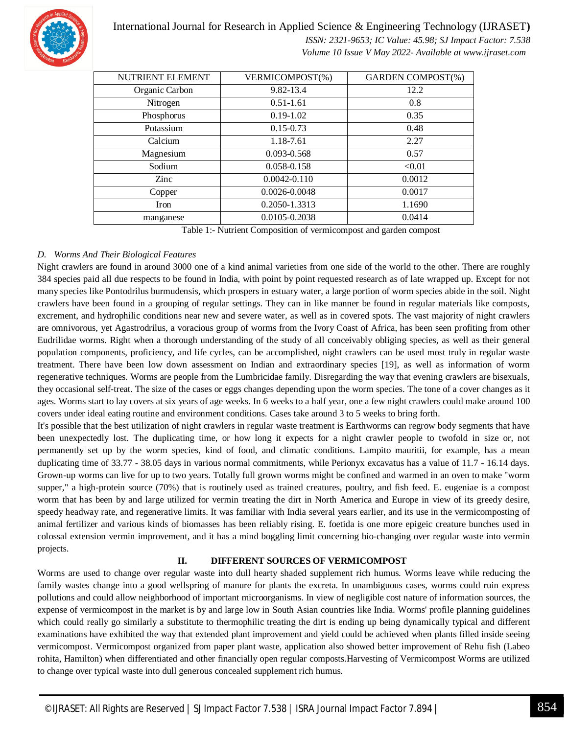| NUTRIENT ELEMENT | VERMICOMPOST(%) | GARDEN COMPOST(%) |
|---|---|---|
| Organic Carbon | 9.82-13.4 | 12.2 |
| Nitrogen | 0.51-1.61 | 0.8 |
| Phosphorus | 0.19-1.02 | 0.35 |
| Potassium | 0.15-0.73 | 0.48 |
| Calcium | 1.18-7.61 | 2.27 |
| Magnesium | 0.093-0.568 | 0.57 |
| Sodium | 0.058-0.158 | <0.01 |
| Zinc | 0.0042-0.110 | 0.0012 |
| Copper | 0.0026-0.0048 | 0.0017 |
| Iron | 0.2050-1.3313 | 1.1690 |
| manganese | 0.0105-0.2038 | 0.0414 |

Table 1:- Nutrient Composition of vermicompost and garden compost

### *D. Worms And Their Biological Features*

Night crawlers are found in around 3000 one of a kind animal varieties from one side of the world to the other. There are roughly 384 species paid all due respects to be found in India, with point by point requested research as of late wrapped up. Except for not many species like Pontodrilus burmudensis, which prospers in estuary water, a large portion of worm species abide in the soil. Night crawlers have been found in a grouping of regular settings. They can in like manner be found in regular materials like composts, excrement, and hydrophilic conditions near new and severe water, as well as in covered spots. The vast majority of night crawlers are omnivorous, yet Agastrodrilus, a voracious group of worms from the Ivory Coast of Africa, has been seen profiting from other Eudrilidae worms. Right when a thorough understanding of the study of all conceivably obliging species, as well as their general population components, proficiency, and life cycles, can be accomplished, night crawlers can be used most truly in regular waste treatment. There have been low down assessment on Indian and extraordinary species [19], as well as information of worm regenerative techniques. Worms are people from the Lumbricidae family. Disregarding the way that evening crawlers are bisexuals, they occasional self-treat. The size of the cases or eggs changes depending upon the worm species. The tone of a cover changes as it ages. Worms start to lay covers at six years of age weeks. In 6 weeks to a half year, one a few night crawlers could make around 100 covers under ideal eating routine and environment conditions. Cases take around 3 to 5 weeks to bring forth.

It's possible that the best utilization of night crawlers in regular waste treatment is Earthworms can regrow body segments that have been unexpectedly lost. The duplicating time, or how long it expects for a night crawler people to twofold in size or, not permanently set up by the worm species, kind of food, and climatic conditions. Lampito mauritii, for example, has a mean duplicating time of 33.77 - 38.05 days in various normal commitments, while Perionyx excavatus has a value of 11.7 - 16.14 days. Grown-up worms can live for up to two years. Totally full grown worms might be confined and warmed in an oven to make "worm supper," a high-protein source (70%) that is routinely used as trained creatures, poultry, and fish feed. E. eugeniae is a compost worm that has been by and large utilized for vermin treating the dirt in North America and Europe in view of its greedy desire, speedy headway rate, and regenerative limits. It was familiar with India several years earlier, and its use in the vermicomposting of animal fertilizer and various kinds of biomasses has been reliably rising. E. foetida is one more epigeic creature bunches used in colossal extension vermin improvement, and it has a mind boggling limit concerning bio-changing over regular waste into vermin projects.

## II. DIFFERENT SOURCES OF VERMICOMPOST

Worms are used to change over regular waste into dull hearty shaded supplement rich humus. Worms leave while reducing the family wastes change into a good wellspring of manure for plants the excreta. In unambiguous cases, worms could ruin express pollutions and could allow neighborhood of important microorganisms. In view of negligible cost nature of information sources, the expense of vermicompost in the market is by and large low in South Asian countries like India. Worms' profile planning guidelines which could really go similarly a substitute to thermophilic treating the dirt is ending up being dynamically typical and different examinations have exhibited the way that extended plant improvement and yield could be achieved when plants filled inside seeing vermicompost. Vermicompost organized from paper plant waste, application also showed better improvement of Rehu fish (Labeo rohita, Hamilton) when differentiated and other financially open regular composts.Harvesting of Vermicompost Worms are utilized to change over typical waste into dull generous concealed supplement rich humus.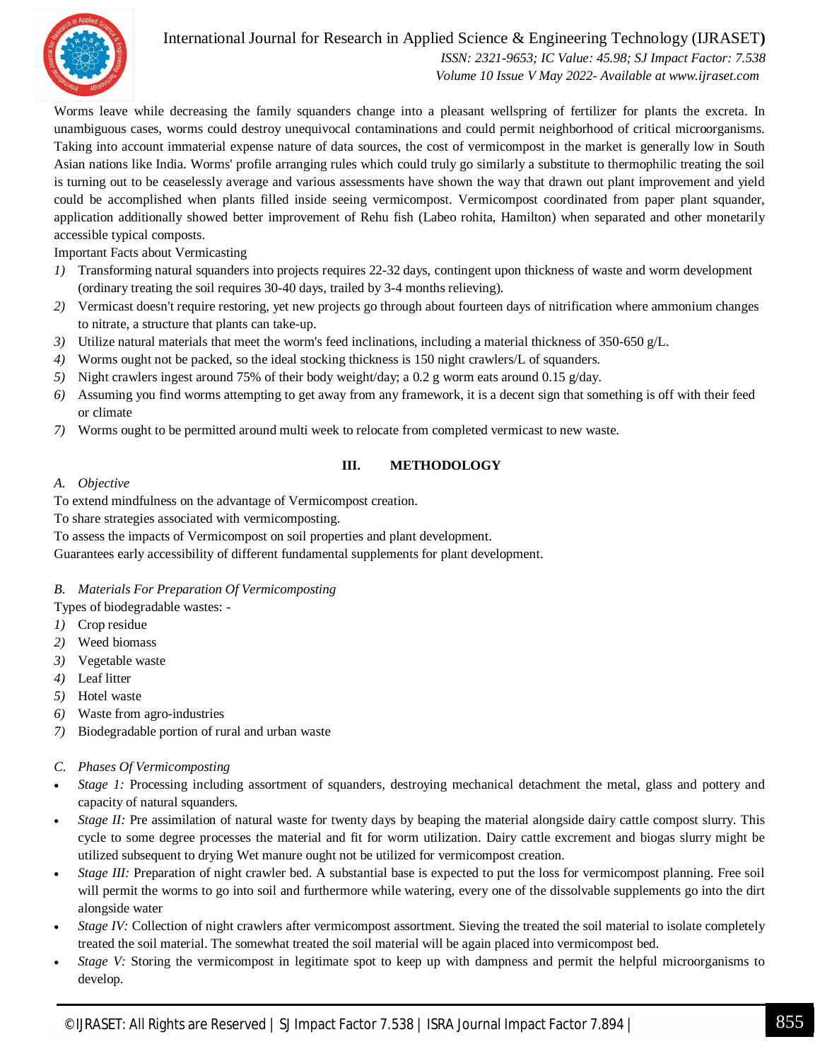Worms leave while decreasing the family squanders change into a pleasant wellspring of fertilizer for plants the excreta. In unambiguous cases, worms could destroy unequivocal contaminations and could permit neighborhood of critical microorganisms. Taking into account immaterial expense nature of data sources, the cost of vermicompost in the market is generally low in South Asian nations like India. Worms' profile arranging rules which could truly go similarly a substitute to thermophilic treating the soil is turning out to be ceaselessly average and various assessments have shown the way that drawn out plant improvement and yield could be accomplished when plants filled inside seeing vermicompost. Vermicompost coordinated from paper plant squander, application additionally showed better improvement of Rehu fish (Labeo rohita, Hamilton) when separated and other monetarily accessible typical composts.

Important Facts about Vermicasting

1) Transforming natural squanders into projects requires 22-32 days, contingent upon thickness of waste and worm development (ordinary treating the soil requires 30-40 days, trailed by 3-4 months relieving).
2) Vermicast doesn't require restoring, yet new projects go through about fourteen days of nitrification where ammonium changes to nitrate, a structure that plants can take-up.
3) Utilize natural materials that meet the worm's feed inclinations, including a material thickness of 350-650 g/L.
4) Worms ought not be packed, so the ideal stocking thickness is 150 night crawlers/L of squanders.
5) Night crawlers ingest around 75% of their body weight/day; a 0.2 g worm eats around 0.15 g/day.
6) Assuming you find worms attempting to get away from any framework, it is a decent sign that something is off with their feed or climate
7) Worms ought to be permitted around multi week to relocate from completed vermicast to new waste.

## III. METHODOLOGY

### *A. Objective*

To extend mindfulness on the advantage of Vermicompost creation.

To share strategies associated with vermicomposting.

To assess the impacts of Vermicompost on soil properties and plant development.

Guarantees early accessibility of different fundamental supplements for plant development.

### *B. Materials For Preparation Of Vermicomposting*

Types of biodegradable wastes: -

1) Crop residue
2) Weed biomass
3) Vegetable waste
4) Leaf litter
5) Hotel waste
6) Waste from agro-industries
7) Biodegradable portion of rural and urban waste

### *C. Phases Of Vermicomposting*

- *Stage 1:* Processing including assortment of squanders, destroying mechanical detachment the metal, glass and pottery and capacity of natural squanders.
- *Stage II:* Pre assimilation of natural waste for twenty days by beaping the material alongside dairy cattle compost slurry. This cycle to some degree processes the material and fit for worm utilization. Dairy cattle excrement and biogas slurry might be utilized subsequent to drying Wet manure ought not be utilized for vermicompost creation.
- *Stage III:* Preparation of night crawler bed. A substantial base is expected to put the loss for vermicompost planning. Free soil will permit the worms to go into soil and furthermore while watering, every one of the dissolvable supplements go into the dirt alongside water
- *Stage IV:* Collection of night crawlers after vermicompost assortment. Sieving the treated the soil material to isolate completely treated the soil material. The somewhat treated the soil material will be again placed into vermicompost bed.
- *Stage V:* Storing the vermicompost in legitimate spot to keep up with dampness and permit the helpful microorganisms to develop.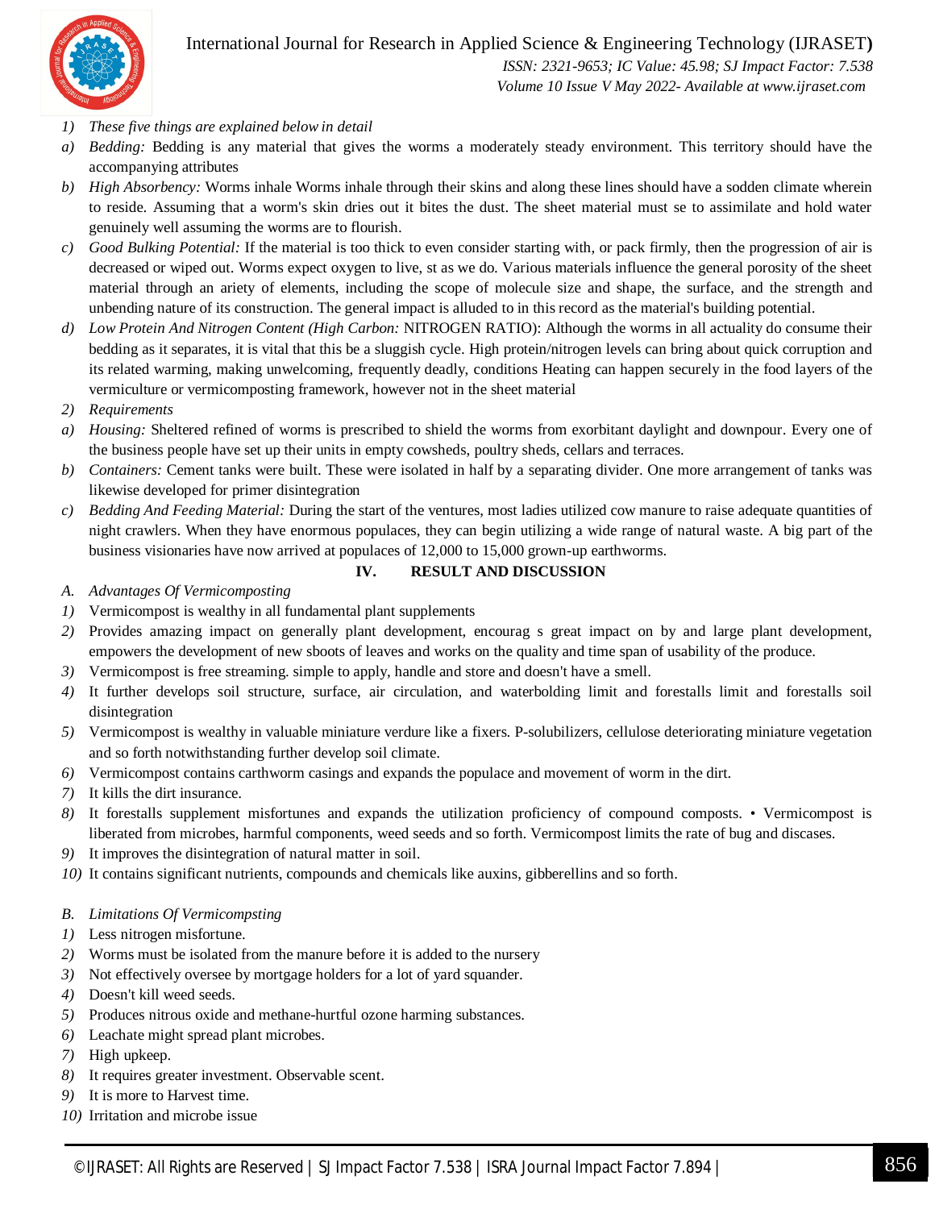1) *These five things are explained below in detail*

a) *Bedding:* Bedding is any material that gives the worms a moderately steady environment. This territory should have the accompanying attributes

b) *High Absorbency:* Worms inhale Worms inhale through their skins and along these lines should have a sodden climate wherein to reside. Assuming that a worm's skin dries out it bites the dust. The sheet material must se to assimilate and hold water genuinely well assuming the worms are to flourish.

c) *Good Bulking Potential:* If the material is too thick to even consider starting with, or pack firmly, then the progression of air is decreased or wiped out. Worms expect oxygen to live, st as we do. Various materials influence the general porosity of the sheet material through an ariety of elements, including the scope of molecule size and shape, the surface, and the strength and unbending nature of its construction. The general impact is alluded to in this record as the material's building potential.

d) *Low Protein And Nitrogen Content (High Carbon:* NITROGEN RATIO): Although the worms in all actuality do consume their bedding as it separates, it is vital that this be a sluggish cycle. High protein/nitrogen levels can bring about quick corruption and its related warming, making unwelcoming, frequently deadly, conditions Heating can happen securely in the food layers of the vermiculture or vermicomposting framework, however not in the sheet material

2) *Requirements*

a) *Housing:* Sheltered refined of worms is prescribed to shield the worms from exorbitant daylight and downpour. Every one of the business people have set up their units in empty cowsheds, poultry sheds, cellars and terraces.

b) *Containers:* Cement tanks were built. These were isolated in half by a separating divider. One more arrangement of tanks was likewise developed for primer disintegration

c) *Bedding And Feeding Material:* During the start of the ventures, most ladies utilized cow manure to raise adequate quantities of night crawlers. When they have enormous populaces, they can begin utilizing a wide range of natural waste. A big part of the business visionaries have now arrived at populaces of 12,000 to 15,000 grown-up earthworms.

## IV. RESULT AND DISCUSSION

### A. *Advantages Of Vermicomposting*

1) Vermicompost is wealthy in all fundamental plant supplements
2) Provides amazing impact on generally plant development, encourag s great impact on by and large plant development, empowers the development of new sboots of leaves and works on the quality and time span of usability of the produce.
3) Vermicompost is free streaming. simple to apply, handle and store and doesn't have a smell.
4) It further develops soil structure, surface, air circulation, and waterbolding limit and forestalls limit and forestalls soil disintegration
5) Vermicompost is wealthy in valuable miniature verdure like a fixers. P-solubilizers, cellulose deteriorating miniature vegetation and so forth notwithstanding further develop soil climate.
6) Vermicompost contains carthworm casings and expands the populace and movement of worm in the dirt.
7) It kills the dirt insurance.
8) It forestalls supplement misfortunes and expands the utilization proficiency of compound composts. • Vermicompost is liberated from microbes, harmful components, weed seeds and so forth. Vermicompost limits the rate of bug and discases.
9) It improves the disintegration of natural matter in soil.
10) It contains significant nutrients, compounds and chemicals like auxins, gibberellins and so forth.

### B. *Limitations Of Vermicompsting*

1) Less nitrogen misfortune.
2) Worms must be isolated from the manure before it is added to the nursery
3) Not effectively oversee by mortgage holders for a lot of yard squander.
4) Doesn't kill weed seeds.
5) Produces nitrous oxide and methane-hurtful ozone harming substances.
6) Leachate might spread plant microbes.
7) High upkeep.
8) It requires greater investment. Observable scent.
9) It is more to Harvest time.
10) Irritation and microbe issue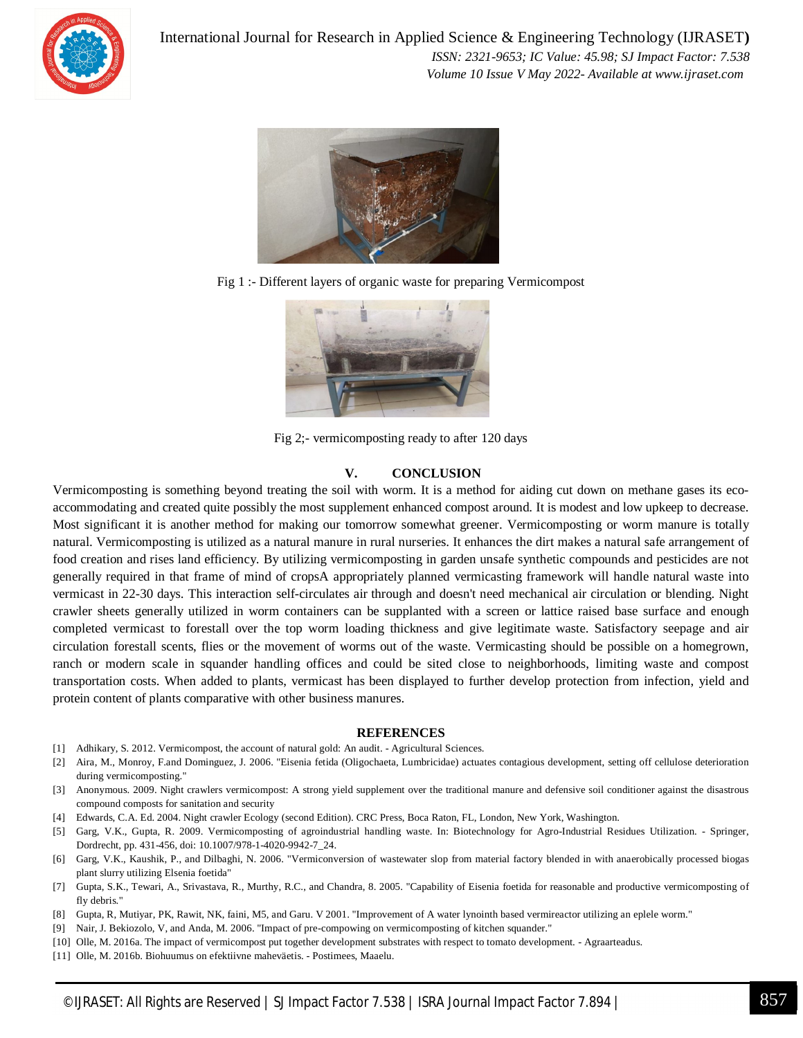Fig 1 :- Different layers of organic waste for preparing Vermicompost

Fig 2;- vermicomposting ready to after 120 days

## V. CONCLUSION

Vermicomposting is something beyond treating the soil with worm. It is a method for aiding cut down on methane gases its eco-accommodating and created quite possibly the most supplement enhanced compost around. It is modest and low upkeep to decrease. Most significant it is another method for making our tomorrow somewhat greener. Vermicomposting or worm manure is totally natural. Vermicomposting is utilized as a natural manure in rural nurseries. It enhances the dirt makes a natural safe arrangement of food creation and rises land efficiency. By utilizing vermicomposting in garden unsafe synthetic compounds and pesticides are not generally required in that frame of mind of cropsA appropriately planned vermicasting framework will handle natural waste into vermicast in 22-30 days. This interaction self-circulates air through and doesn't need mechanical air circulation or blending. Night crawler sheets generally utilized in worm containers can be supplanted with a screen or lattice raised base surface and enough completed vermicast to forestall over the top worm loading thickness and give legitimate waste. Satisfactory seepage and air circulation forestall scents, flies or the movement of worms out of the waste. Vermicasting should be possible on a homegrown, ranch or modern scale in squander handling offices and could be sited close to neighborhoods, limiting waste and compost transportation costs. When added to plants, vermicast has been displayed to further develop protection from infection, yield and protein content of plants comparative with other business manures.

## REFERENCES

[1] Adhikary, S. 2012. Vermicompost, the account of natural gold: An audit. - Agricultural Sciences.
[2] Aira, M., Monroy, F.and Dominguez, J. 2006. "Eisenia fetida (Oligochaeta, Lumbricidae) actuates contagious development, setting off cellulose deterioration during vermicomposting."
[3] Anonymous. 2009. Night crawlers vermicompost: A strong yield supplement over the traditional manure and defensive soil conditioner against the disastrous compound composts for sanitation and security
[4] Edwards, C.A. Ed. 2004. Night crawler Ecology (second Edition). CRC Press, Boca Raton, FL, London, New York, Washington.
[5] Garg, V.K., Gupta, R. 2009. Vermicomposting of agroindustrial handling waste. In: Biotechnology for Agro-Industrial Residues Utilization. - Springer, Dordrecht, pp. 431-456, doi: 10.1007/978-1-4020-9942-7_24.
[6] Garg, V.K., Kaushik, P., and Dilbaghi, N. 2006. "Vermiconversion of wastewater slop from material factory blended in with anaerobically processed biogas plant slurry utilizing Elsenia foetida"
[7] Gupta, S.K., Tewari, A., Srivastava, R., Murthy, R.C., and Chandra, 8. 2005. "Capability of Eisenia foetida for reasonable and productive vermicomposting of fly debris."
[8] Gupta, R, Mutiyar, PK, Rawit, NK, faini, M5, and Garu. V 2001. "Improvement of A water lynointh based vermireactor utilizing an eplele worm."
[9] Nair, J. Bekiozolo, V, and Anda, M. 2006. "Impact of pre-compowing on vermicomposting of kitchen squander."
[10] Olle, M. 2016a. The impact of vermicompost put together development substrates with respect to tomato development. - Agraarteadus.
[11] Olle, M. 2016b. Biohuumus on efektiivne mahevàetis. - Postimees, Maaelu.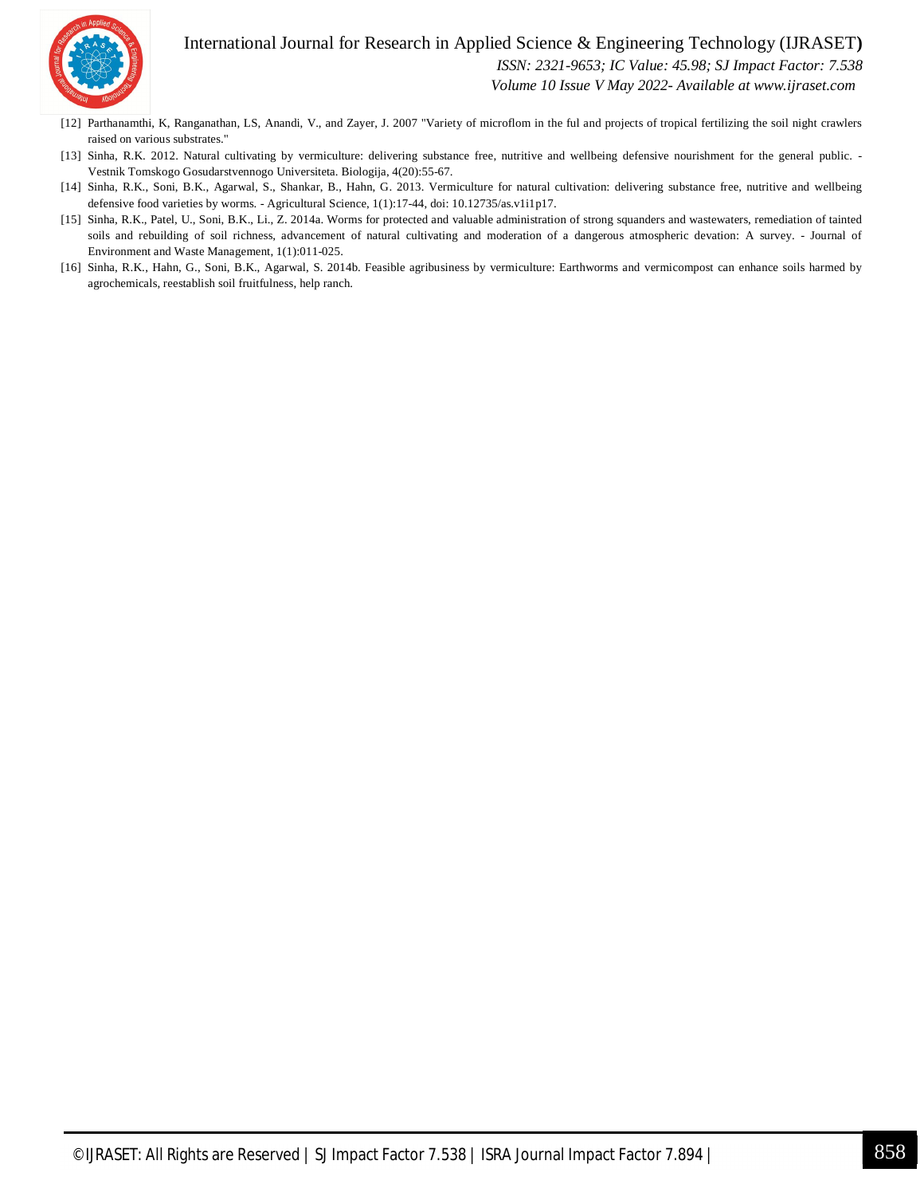[12] Parthanamthi, K, Ranganathan, LS, Anandi, V., and Zayer, J. 2007 "Variety of microflom in the ful and projects of tropical fertilizing the soil night crawlers raised on various substrates."

[13] Sinha, R.K. 2012. Natural cultivating by vermiculture: delivering substance free, nutritive and wellbeing defensive nourishment for the general public. - Vestnik Tomskogo Gosudarstvennogo Universiteta. Biologija, 4(20):55-67.

[14] Sinha, R.K., Soni, B.K., Agarwal, S., Shankar, B., Hahn, G. 2013. Vermiculture for natural cultivation: delivering substance free, nutritive and wellbeing defensive food varieties by worms. - Agricultural Science, 1(1):17-44, doi: 10.12735/as.v1i1p17.

[15] Sinha, R.K., Patel, U., Soni, B.K., Li., Z. 2014a. Worms for protected and valuable administration of strong squanders and wastewaters, remediation of tainted soils and rebuilding of soil richness, advancement of natural cultivating and moderation of a dangerous atmospheric devation: A survey. - Journal of Environment and Waste Management, 1(1):011-025.

[16] Sinha, R.K., Hahn, G., Soni, B.K., Agarwal, S. 2014b. Feasible agribusiness by vermiculture: Earthworms and vermicompost can enhance soils harmed by agrochemicals, reestablish soil fruitfulness, help ranch.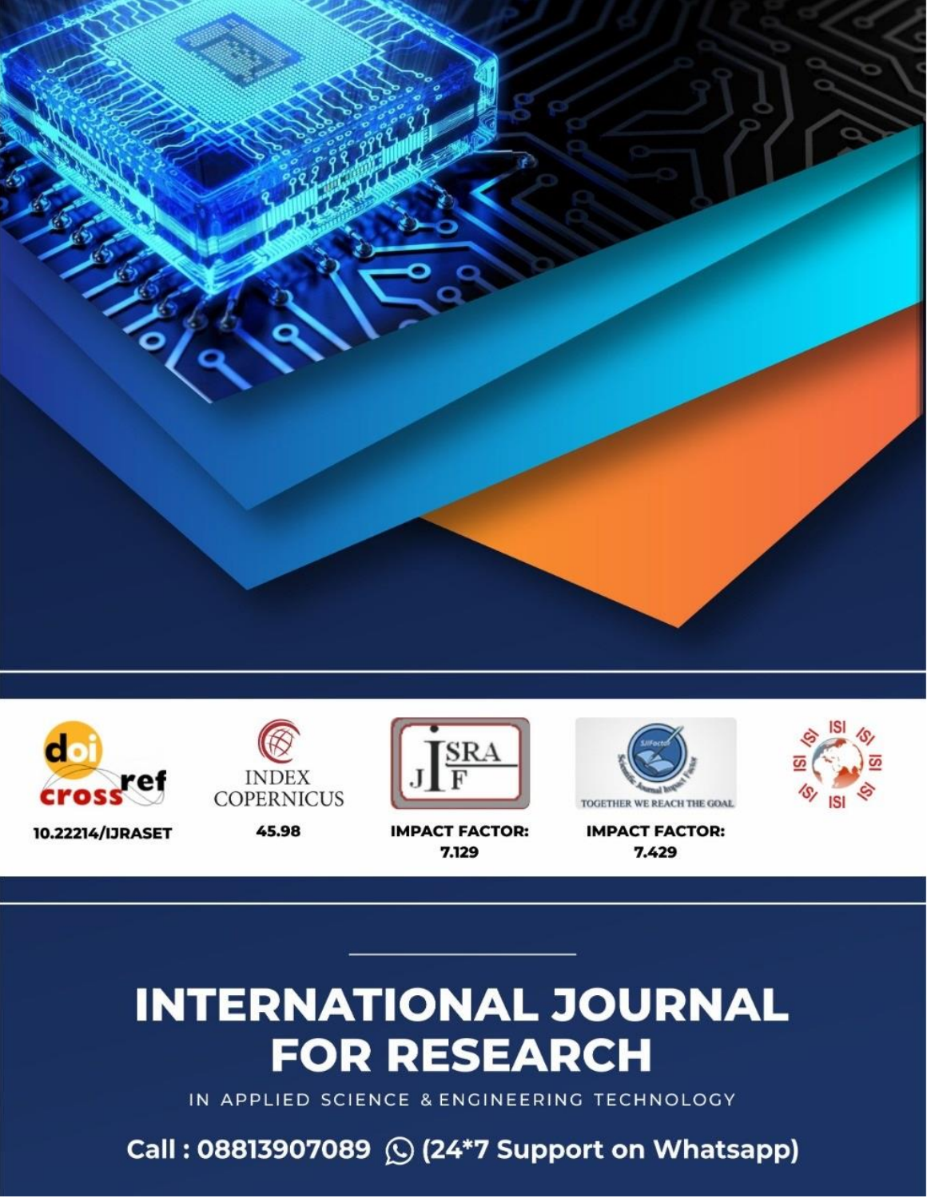10.22214/IJRASET

INDEX COPERNICUS

45.98

IMPACT FACTOR: 7.129

IMPACT FACTOR: 7.429

# INTERNATIONAL JOURNAL FOR RESEARCH

IN APPLIED SCIENCE & ENGINEERING TECHNOLOGY

Call : 08813907089 (24*7 Support on Whatsapp)